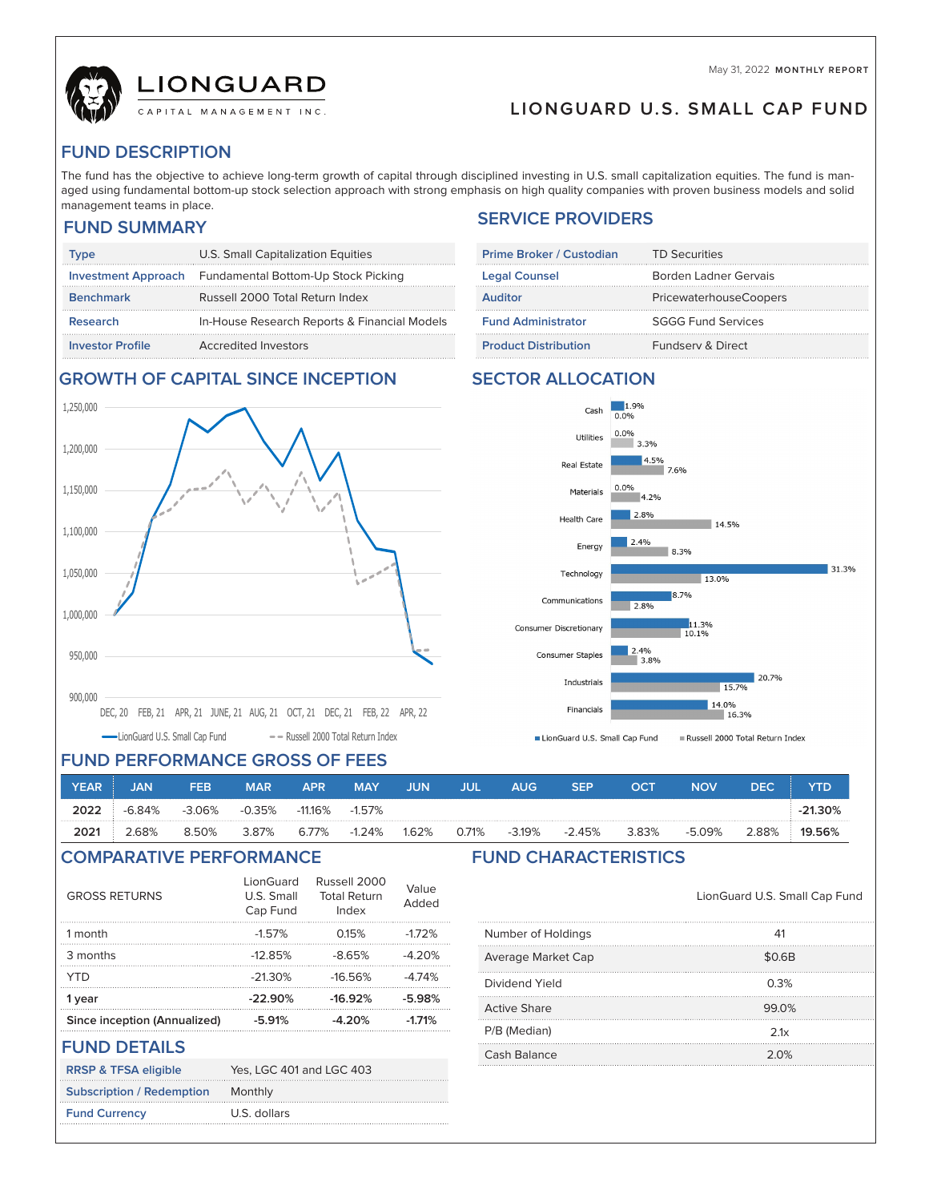May 31, 2022 **MONTHLY REPORT**

# LIONGUARD CAPITAL MANAGEMENT INC.

# LIONGUARD U.S. SMALL CAP FUND

## FUND DESCRIPTION

The fund has the objective to achieve long-term growth of capital through disciplined investing in U.S. small capitalization equities. The fund is managed using fundamental bottom-up stock selection approach with strong emphasis on high quality companies with proven business models and solid management teams in place.

## FUND SUMMARY

| | |
|---|---|
| Type | U.S. Small Capitalization Equities |
| Investment Approach | Fundamental Bottom-Up Stock Picking |
| Benchmark | Russell 2000 Total Return Index |
| Research | In-House Research Reports & Financial Models |
| Investor Profile | Accredited Investors |

## SERVICE PROVIDERS

| | |
|---|---|
| Prime Broker / Custodian | TD Securities |
| Legal Counsel | Borden Ladner Gervais |
| Auditor | PricewaterhouseCoopers |
| Fund Administrator | SGGG Fund Services |
| Product Distribution | Fundserv & Direct |

## GROWTH OF CAPITAL SINCE INCEPTION

Y-axis: 900,000 to 1,250,000. X-axis: DEC, 20; FEB, 21; APR, 21; JUNE, 21; AUG, 21; OCT, 21; DEC, 21; FEB, 22; APR, 22

LionGuard U.S. Small Cap Fund — Russell 2000 Total Return Index

## SECTOR ALLOCATION

| Sector | LionGuard U.S. Small Cap Fund | Russell 2000 Total Return Index |
|---|---|---|
| Cash | 1.9% | 0.0% |
| Utilities | 0.0% | 3.3% |
| Real Estate | 4.5% | 7.6% |
| Materials | 0.0% | 4.2% |
| Health Care | 2.8% | 14.5% |
| Energy | 2.4% | 8.3% |
| Technology | 31.3% | 13.0% |
| Communications | 8.7% | 2.8% |
| Consumer Discretionary | 11.3% | 10.1% |
| Consumer Staples | 2.4% | 3.8% |
| Industrials | 20.7% | 15.7% |
| Financials | 14.0% | 16.3% |

## FUND PERFORMANCE GROSS OF FEES

| YEAR | JAN | FEB | MAR | APR | MAY | JUN | JUL | AUG | SEP | OCT | NOV | DEC | YTD |
|---|---|---|---|---|---|---|---|---|---|---|---|---|---|
| **2022** | -6.84% | -3.06% | -0.35% | -11.16% | -1.57% | | | | | | | | **-21.30%** |
| **2021** | 2.68% | 8.50% | 3.87% | 6.77% | -1.24% | 1.62% | 0.71% | -3.19% | -2.45% | 3.83% | -5.09% | 2.88% | **19.56%** |

## COMPARATIVE PERFORMANCE

| GROSS RETURNS | LionGuard U.S. Small Cap Fund | Russell 2000 Total Return Index | Value Added |
|---|---|---|---|
| 1 month | -1.57% | 0.15% | -1.72% |
| 3 months | -12.85% | -8.65% | -4.20% |
| YTD | -21.30% | -16.56% | -4.74% |
| **1 year** | **-22.90%** | **-16.92%** | **-5.98%** |
| **Since inception (Annualized)** | **-5.91%** | **-4.20%** | **-1.71%** |

## FUND CHARACTERISTICS

| | LionGuard U.S. Small Cap Fund |
|---|---|
| Number of Holdings | 41 |
| Average Market Cap | $0.6B |
| Dividend Yield | 0.3% |
| Active Share | 99.0% |
| P/B (Median) | 2.1x |
| Cash Balance | 2.0% |

## FUND DETAILS

| | |
|---|---|
| RRSP & TFSA eligible | Yes, LGC 401 and LGC 403 |
| Subscription / Redemption | Monthly |
| Fund Currency | U.S. dollars |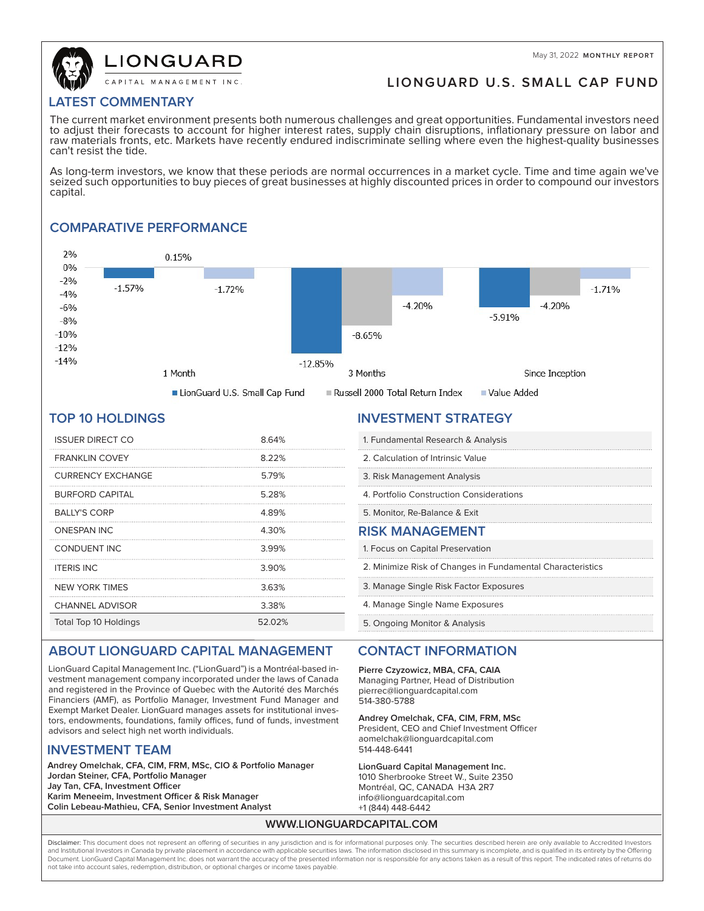May 31, 2022 **MONTHLY REPORT**

LIONGUARD CAPITAL MANAGEMENT INC.

# LIONGUARD U.S. SMALL CAP FUND

## LATEST COMMENTARY

The current market environment presents both numerous challenges and great opportunities. Fundamental investors need to adjust their forecasts to account for higher interest rates, supply chain disruptions, inflationary pressure on labor and raw materials fronts, etc. Markets have recently endured indiscriminate selling where even the highest-quality businesses can't resist the tide.

As long-term investors, we know that these periods are normal occurrences in a market cycle. Time and time again we've seized such opportunities to buy pieces of great businesses at highly discounted prices in order to compound our investors capital.

## COMPARATIVE PERFORMANCE

2%
0%
-2%
-4%
-6%
-8%
-10%
-12%
-14%

1 Month: -1.57% 0.15% -1.72%
3 Months: -12.85% -8.65% -4.20%
Since Inception: -5.91% -4.20% -1.71%

LionGuard U.S. Small Cap Fund
Russell 2000 Total Return Index
Value Added

## TOP 10 HOLDINGS

| | |
|---|---|
| ISSUER DIRECT CO | 8.64% |
| FRANKLIN COVEY | 8.22% |
| CURRENCY EXCHANGE | 5.79% |
| BURFORD CAPITAL | 5.28% |
| BALLY'S CORP | 4.89% |
| ONESPAN INC | 4.30% |
| CONDUENT INC | 3.99% |
| ITERIS INC | 3.90% |
| NEW YORK TIMES | 3.63% |
| CHANNEL ADVISOR | 3.38% |
| Total Top 10 Holdings | 52.02% |

## INVESTMENT STRATEGY

1. Fundamental Research & Analysis
2. Calculation of Intrinsic Value
3. Risk Management Analysis
4. Portfolio Construction Considerations
5. Monitor, Re-Balance & Exit

## RISK MANAGEMENT

1. Focus on Capital Preservation
2. Minimize Risk of Changes in Fundamental Characteristics
3. Manage Single Risk Factor Exposures
4. Manage Single Name Exposures
5. Ongoing Monitor & Analysis

## ABOUT LIONGUARD CAPITAL MANAGEMENT

LionGuard Capital Management Inc. ("LionGuard") is a Montréal-based investment management company incorporated under the laws of Canada and registered in the Province of Quebec with the Autorité des Marchés Financiers (AMF), as Portfolio Manager, Investment Fund Manager and Exempt Market Dealer. LionGuard manages assets for institutional investors, endowments, foundations, family offices, fund of funds, investment advisors and select high net worth individuals.

## INVESTMENT TEAM

**Andrey Omelchak, CFA, CIM, FRM, MSc, CIO & Portfolio Manager**
**Jordan Steiner, CFA, Portfolio Manager**
**Jay Tan, CFA, Investment Officer**
**Karim Meneeim, Investment Officer & Risk Manager**
**Colin Lebeau-Mathieu, CFA, Senior Investment Analyst**

## CONTACT INFORMATION

**Pierre Czyzowicz, MBA, CFA, CAIA**
Managing Partner, Head of Distribution
pierrec@lionguardcapital.com
514-380-5788

**Andrey Omelchak, CFA, CIM, FRM, MSc**
President, CEO and Chief Investment Officer
aomelchak@lionguardcapital.com
514-448-6441

**LionGuard Capital Management Inc.**
1010 Sherbrooke Street W., Suite 2350
Montréal, QC, CANADA H3A 2R7
info@lionguardcapital.com
+1 (844) 448-6442

**WWW.LIONGUARDCAPITAL.COM**

Disclaimer: This document does not represent an offering of securities in any jurisdiction and is for informational purposes only. The securities described herein are only available to Accredited Investors and Institutional Investors in Canada by private placement in accordance with applicable securities laws. The information disclosed in this summary is incomplete, and is qualified in its entirety by the Offering Document. LionGuard Capital Management Inc. does not warrant the accuracy of the presented information nor is responsible for any actions taken as a result of this report. The indicated rates of returns do not take into account sales, redemption, distribution, or optional charges or income taxes payable.